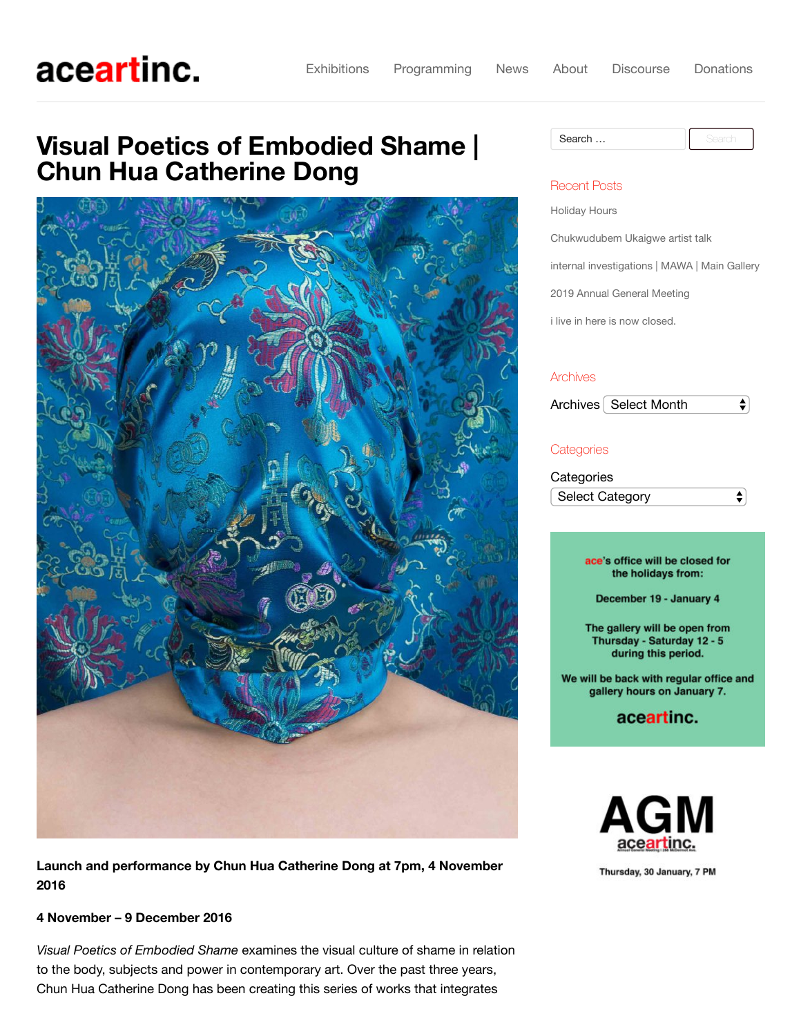aceartinc.

Exhibitions Programming News About Discourse Donations

# Visual Poetics of Embodied Shame | Chun Hua Catherine Dong

**Launch and performance by Chun Hua Catherine Dong at 7pm, 4 November 2016**

**4 November – 9 December 2016**

*Visual Poetics of Embodied Shame* examines the visual culture of shame in relation to the body, subjects and power in contemporary art. Over the past three years, Chun Hua Catherine Dong has been creating this series of works that integrates

Search …

Recent Posts

- Holiday Hours
- Chukwudubem Ukaigwe artist talk
- internal investigations | MAWA | Main Gallery
- 2019 Annual General Meeting
- i live in here is now closed.

Archives

Archives Select Month

Categories

Categories Select Category

ace's office will be closed for the holidays from:

December 19 - January 4

The gallery will be open from Thursday - Saturday 12 - 5 during this period.

We will be back with regular office and gallery hours on January 7.

aceartinc.

AGM aceartinc.

Thursday, 30 January, 7 PM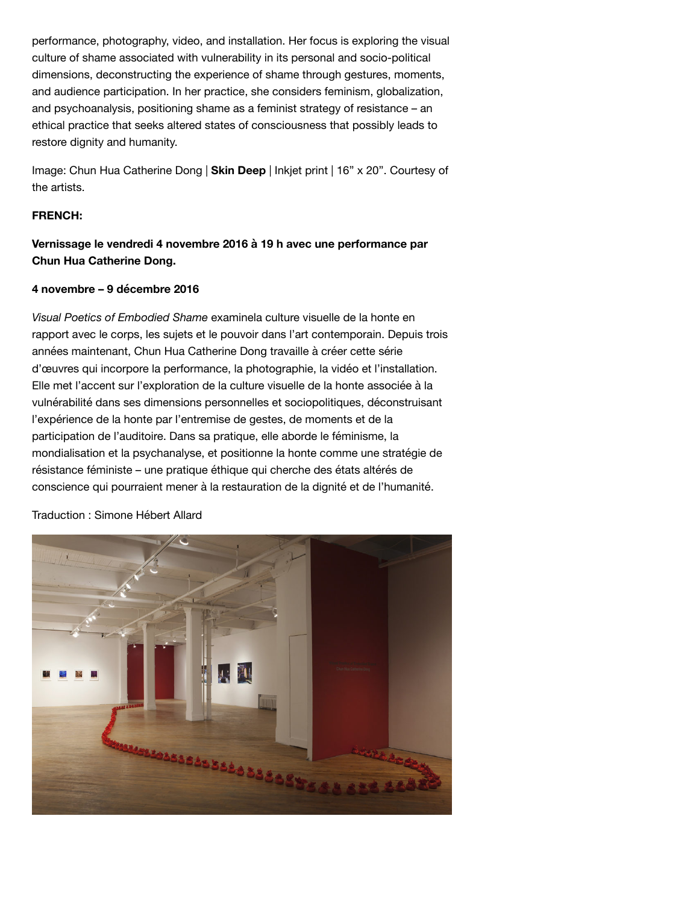performance, photography, video, and installation. Her focus is exploring the visual culture of shame associated with vulnerability in its personal and socio-political dimensions, deconstructing the experience of shame through gestures, moments, and audience participation. In her practice, she considers feminism, globalization, and psychoanalysis, positioning shame as a feminist strategy of resistance – an ethical practice that seeks altered states of consciousness that possibly leads to restore dignity and humanity.

Image: Chun Hua Catherine Dong | **Skin Deep** | Inkjet print | 16" x 20". Courtesy of the artists.

**FRENCH:**

**Vernissage le vendredi 4 novembre 2016 à 19 h avec une performance par Chun Hua Catherine Dong.**

**4 novembre – 9 décembre 2016**

*Visual Poetics of Embodied Shame* examinela culture visuelle de la honte en rapport avec le corps, les sujets et le pouvoir dans l'art contemporain. Depuis trois années maintenant, Chun Hua Catherine Dong travaille à créer cette série d'œuvres qui incorpore la performance, la photographie, la vidéo et l'installation. Elle met l'accent sur l'exploration de la culture visuelle de la honte associée à la vulnérabilité dans ses dimensions personnelles et sociopolitiques, déconstruisant l'expérience de la honte par l'entremise de gestes, de moments et de la participation de l'auditoire. Dans sa pratique, elle aborde le féminisme, la mondialisation et la psychanalyse, et positionne la honte comme une stratégie de résistance féministe – une pratique éthique qui cherche des états altérés de conscience qui pourraient mener à la restauration de la dignité et de l'humanité.

Traduction : Simone Hébert Allard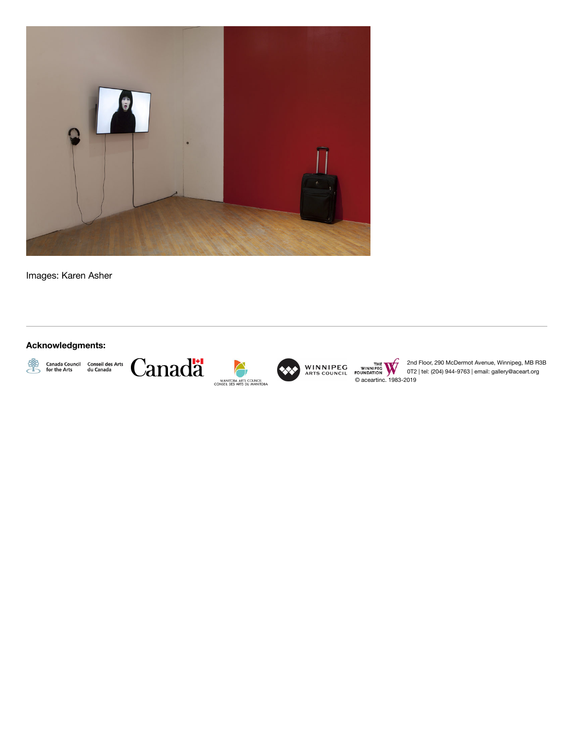Images: Karen Asher

---

**Acknowledgments:**

Canada Council for the Arts | Conseil des Arts du Canada

Canada

MANITOBA ARTS COUNCIL CONSEIL DES ARTS DU MANITOBA

WINNIPEG ARTS COUNCIL

THE WINNIPEG FOUNDATION

2nd Floor, 290 McDermot Avenue, Winnipeg, MB R3B 0T2 | tel: (204) 944-9763 | email: gallery@aceart.org

© aceartinc. 1983-2019